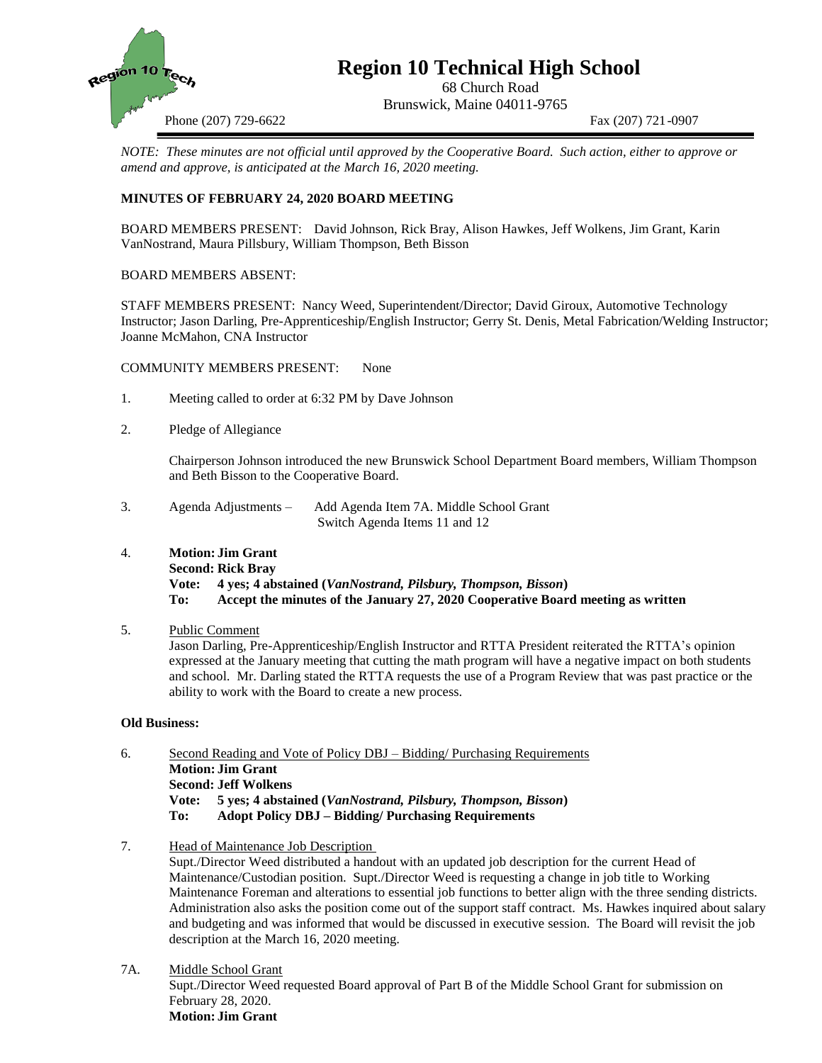# Region 10 Technical High School

68 Church Road
Brunswick, Maine 04011-9765

Phone (207) 729-6622 Fax (207) 721-0907

*NOTE: These minutes are not official until approved by the Cooperative Board. Such action, either to approve or amend and approve, is anticipated at the March 16, 2020 meeting.*

**MINUTES OF FEBRUARY 24, 2020 BOARD MEETING**

BOARD MEMBERS PRESENT: David Johnson, Rick Bray, Alison Hawkes, Jeff Wolkens, Jim Grant, Karin VanNostrand, Maura Pillsbury, William Thompson, Beth Bisson

BOARD MEMBERS ABSENT:

STAFF MEMBERS PRESENT: Nancy Weed, Superintendent/Director; David Giroux, Automotive Technology Instructor; Jason Darling, Pre-Apprenticeship/English Instructor; Gerry St. Denis, Metal Fabrication/Welding Instructor; Joanne McMahon, CNA Instructor

COMMUNITY MEMBERS PRESENT: None

1. Meeting called to order at 6:32 PM by Dave Johnson

2. Pledge of Allegiance

   Chairperson Johnson introduced the new Brunswick School Department Board members, William Thompson and Beth Bisson to the Cooperative Board.

3. Agenda Adjustments – Add Agenda Item 7A. Middle School Grant
   Switch Agenda Items 11 and 12

4. **Motion: Jim Grant**
   **Second: Rick Bray**
   **Vote: 4 yes; 4 abstained (*VanNostrand, Pilsbury, Thompson, Bisson*)**
   **To: Accept the minutes of the January 27, 2020 Cooperative Board meeting as written**

5. Public Comment
   Jason Darling, Pre-Apprenticeship/English Instructor and RTTA President reiterated the RTTA's opinion expressed at the January meeting that cutting the math program will have a negative impact on both students and school. Mr. Darling stated the RTTA requests the use of a Program Review that was past practice or the ability to work with the Board to create a new process.

**Old Business:**

6. Second Reading and Vote of Policy DBJ – Bidding/ Purchasing Requirements
   **Motion: Jim Grant**
   **Second: Jeff Wolkens**
   **Vote: 5 yes; 4 abstained (*VanNostrand, Pilsbury, Thompson, Bisson*)**
   **To: Adopt Policy DBJ – Bidding/ Purchasing Requirements**

7. Head of Maintenance Job Description
   Supt./Director Weed distributed a handout with an updated job description for the current Head of Maintenance/Custodian position. Supt./Director Weed is requesting a change in job title to Working Maintenance Foreman and alterations to essential job functions to better align with the three sending districts. Administration also asks the position come out of the support staff contract. Ms. Hawkes inquired about salary and budgeting and was informed that would be discussed in executive session. The Board will revisit the job description at the March 16, 2020 meeting.

7A. Middle School Grant
   Supt./Director Weed requested Board approval of Part B of the Middle School Grant for submission on February 28, 2020.
   **Motion: Jim Grant**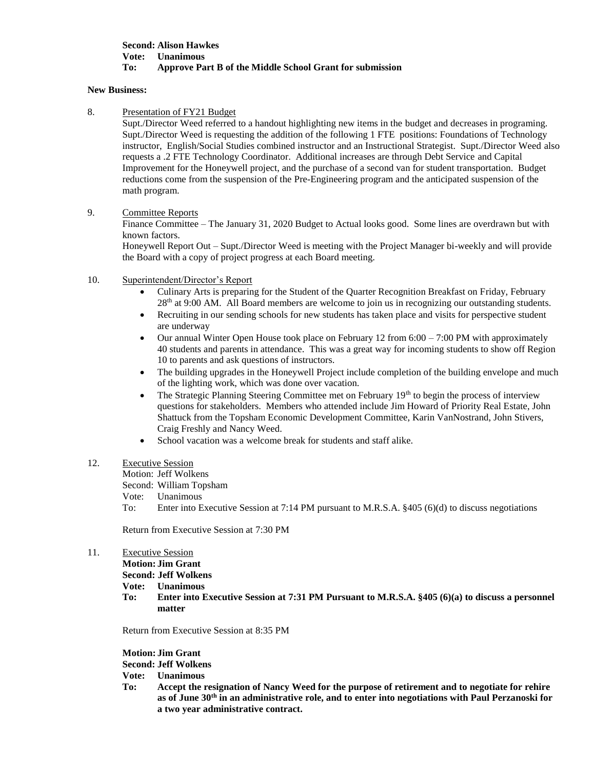**Second: Alison Hawkes**
**Vote: Unanimous**
**To: Approve Part B of the Middle School Grant for submission**

**New Business:**

8. Presentation of FY21 Budget

   Supt./Director Weed referred to a handout highlighting new items in the budget and decreases in programing. Supt./Director Weed is requesting the addition of the following 1 FTE positions: Foundations of Technology instructor, English/Social Studies combined instructor and an Instructional Strategist. Supt./Director Weed also requests a .2 FTE Technology Coordinator. Additional increases are through Debt Service and Capital Improvement for the Honeywell project, and the purchase of a second van for student transportation. Budget reductions come from the suspension of the Pre-Engineering program and the anticipated suspension of the math program.

9. Committee Reports

   Finance Committee – The January 31, 2020 Budget to Actual looks good. Some lines are overdrawn but with known factors.

   Honeywell Report Out – Supt./Director Weed is meeting with the Project Manager bi-weekly and will provide the Board with a copy of project progress at each Board meeting.

10. Superintendent/Director's Report

    - Culinary Arts is preparing for the Student of the Quarter Recognition Breakfast on Friday, February 28th at 9:00 AM. All Board members are welcome to join us in recognizing our outstanding students.
    - Recruiting in our sending schools for new students has taken place and visits for perspective student are underway
    - Our annual Winter Open House took place on February 12 from 6:00 – 7:00 PM with approximately 40 students and parents in attendance. This was a great way for incoming students to show off Region 10 to parents and ask questions of instructors.
    - The building upgrades in the Honeywell Project include completion of the building envelope and much of the lighting work, which was done over vacation.
    - The Strategic Planning Steering Committee met on February 19th to begin the process of interview questions for stakeholders. Members who attended include Jim Howard of Priority Real Estate, John Shattuck from the Topsham Economic Development Committee, Karin VanNostrand, John Stivers, Craig Freshly and Nancy Weed.
    - School vacation was a welcome break for students and staff alike.

12. Executive Session

    Motion: Jeff Wolkens
    Second: William Topsham
    Vote: Unanimous
    To: Enter into Executive Session at 7:14 PM pursuant to M.R.S.A. §405 (6)(d) to discuss negotiations

    Return from Executive Session at 7:30 PM

11. Executive Session

    **Motion: Jim Grant**
    **Second: Jeff Wolkens**
    **Vote: Unanimous**
    **To: Enter into Executive Session at 7:31 PM Pursuant to M.R.S.A. §405 (6)(a) to discuss a personnel matter**

    Return from Executive Session at 8:35 PM

    **Motion: Jim Grant**
    **Second: Jeff Wolkens**
    **Vote: Unanimous**
    **To: Accept the resignation of Nancy Weed for the purpose of retirement and to negotiate for rehire as of June 30th in an administrative role, and to enter into negotiations with Paul Perzanoski for a two year administrative contract.**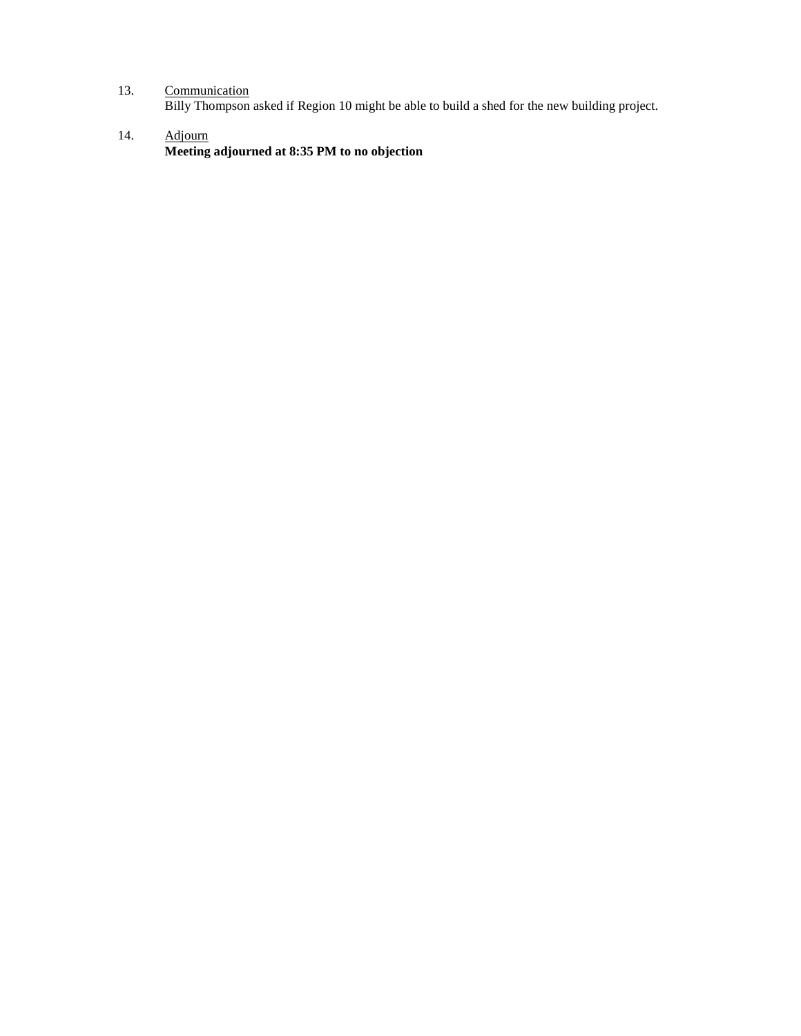13. Communication

    Billy Thompson asked if Region 10 might be able to build a shed for the new building project.

14. Adjourn

    **Meeting adjourned at 8:35 PM to no objection**